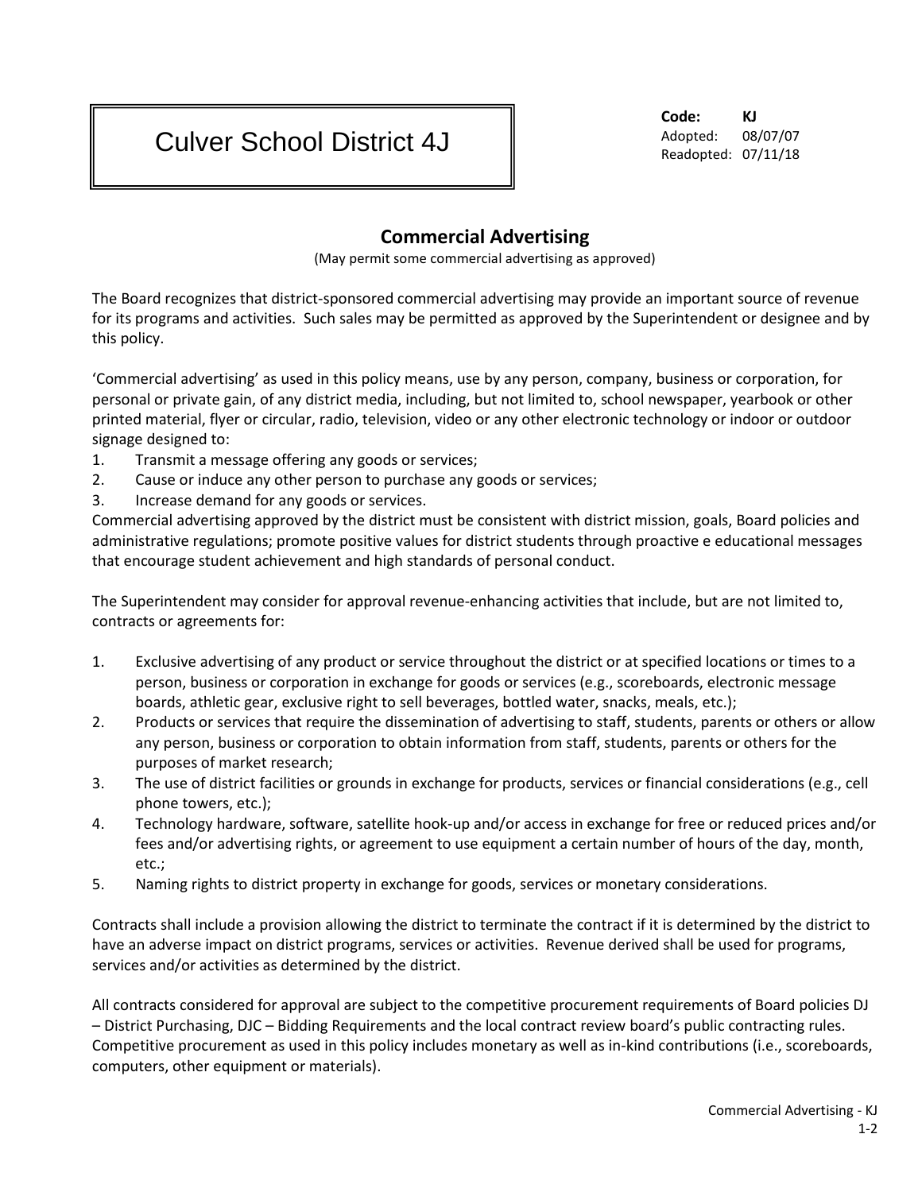# Culver School District 4J

**Code:** **KJ**
Adopted: 08/07/07
Readopted: 07/11/18

## Commercial Advertising

(May permit some commercial advertising as approved)

The Board recognizes that district-sponsored commercial advertising may provide an important source of revenue for its programs and activities. Such sales may be permitted as approved by the Superintendent or designee and by this policy.

'Commercial advertising' as used in this policy means, use by any person, company, business or corporation, for personal or private gain, of any district media, including, but not limited to, school newspaper, yearbook or other printed material, flyer or circular, radio, television, video or any other electronic technology or indoor or outdoor signage designed to:

1. Transmit a message offering any goods or services;
2. Cause or induce any other person to purchase any goods or services;
3. Increase demand for any goods or services.

Commercial advertising approved by the district must be consistent with district mission, goals, Board policies and administrative regulations; promote positive values for district students through proactive e educational messages that encourage student achievement and high standards of personal conduct.

The Superintendent may consider for approval revenue-enhancing activities that include, but are not limited to, contracts or agreements for:

1. Exclusive advertising of any product or service throughout the district or at specified locations or times to a person, business or corporation in exchange for goods or services (e.g., scoreboards, electronic message boards, athletic gear, exclusive right to sell beverages, bottled water, snacks, meals, etc.);
2. Products or services that require the dissemination of advertising to staff, students, parents or others or allow any person, business or corporation to obtain information from staff, students, parents or others for the purposes of market research;
3. The use of district facilities or grounds in exchange for products, services or financial considerations (e.g., cell phone towers, etc.);
4. Technology hardware, software, satellite hook-up and/or access in exchange for free or reduced prices and/or fees and/or advertising rights, or agreement to use equipment a certain number of hours of the day, month, etc.;
5. Naming rights to district property in exchange for goods, services or monetary considerations.

Contracts shall include a provision allowing the district to terminate the contract if it is determined by the district to have an adverse impact on district programs, services or activities. Revenue derived shall be used for programs, services and/or activities as determined by the district.

All contracts considered for approval are subject to the competitive procurement requirements of Board policies DJ – District Purchasing, DJC – Bidding Requirements and the local contract review board's public contracting rules. Competitive procurement as used in this policy includes monetary as well as in-kind contributions (i.e., scoreboards, computers, other equipment or materials).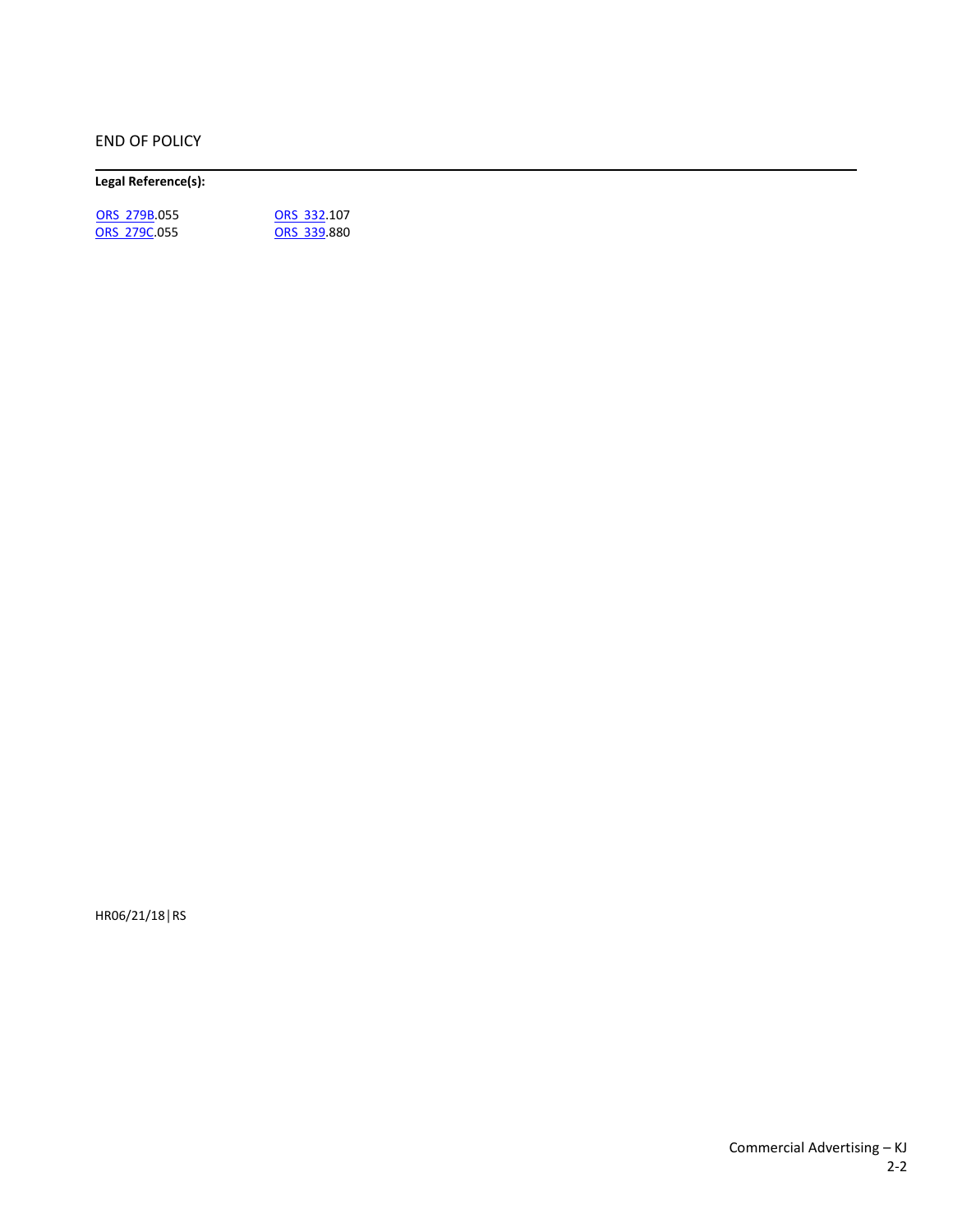END OF POLICY

**Legal Reference(s):**

| | |
|---|---|
| ORS 279B.055 | ORS 332.107 |
| ORS 279C.055 | ORS 339.880 |

HR06/21/18│RS